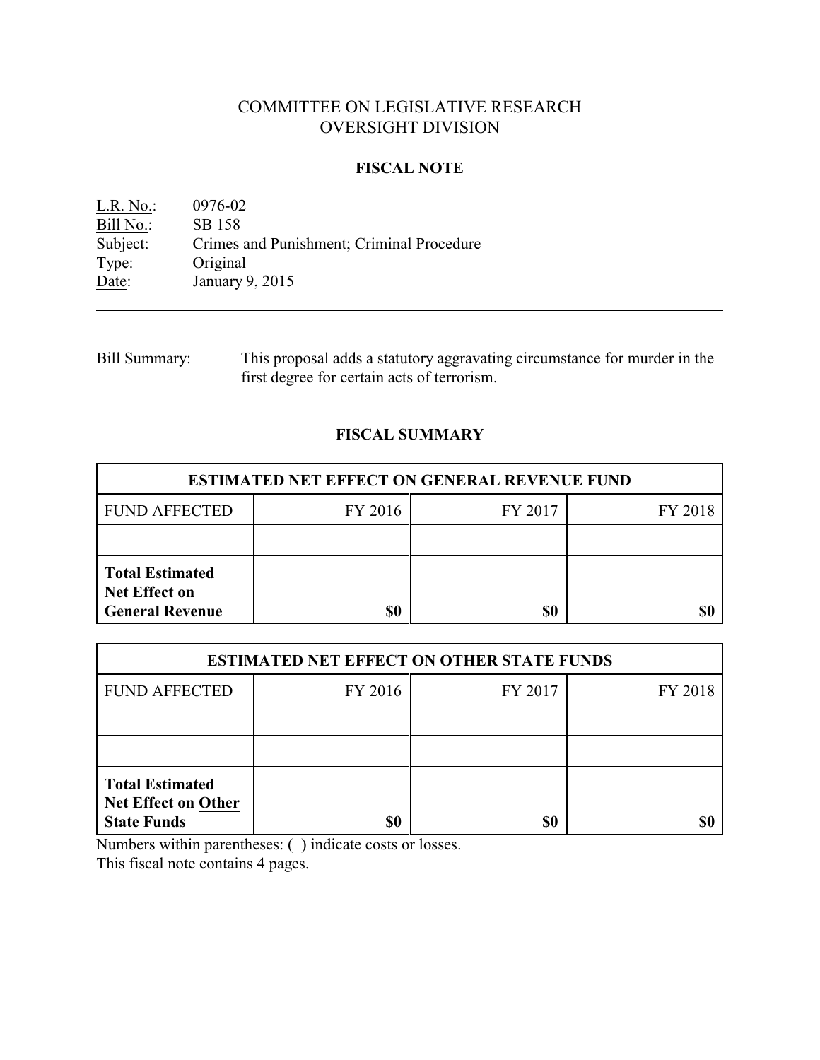# COMMITTEE ON LEGISLATIVE RESEARCH
# OVERSIGHT DIVISION

## FISCAL NOTE

L.R. No.: 0976-02
Bill No.: SB 158
Subject: Crimes and Punishment; Criminal Procedure
Type: Original
Date: January 9, 2015

---

Bill Summary: This proposal adds a statutory aggravating circumstance for murder in the first degree for certain acts of terrorism.

## FISCAL SUMMARY

| ESTIMATED NET EFFECT ON GENERAL REVENUE FUND | | | |
|---|---|---|---|
| FUND AFFECTED | FY 2016 | FY 2017 | FY 2018 |
| | | | |
| **Total Estimated Net Effect on General Revenue** | **$0** | **$0** | **$0** |

| ESTIMATED NET EFFECT ON OTHER STATE FUNDS | | | |
|---|---|---|---|
| FUND AFFECTED | FY 2016 | FY 2017 | FY 2018 |
| | | | |
| | | | |
| **Total Estimated Net Effect on Other State Funds** | **$0** | **$0** | **$0** |

Numbers within parentheses: ( ) indicate costs or losses.
This fiscal note contains 4 pages.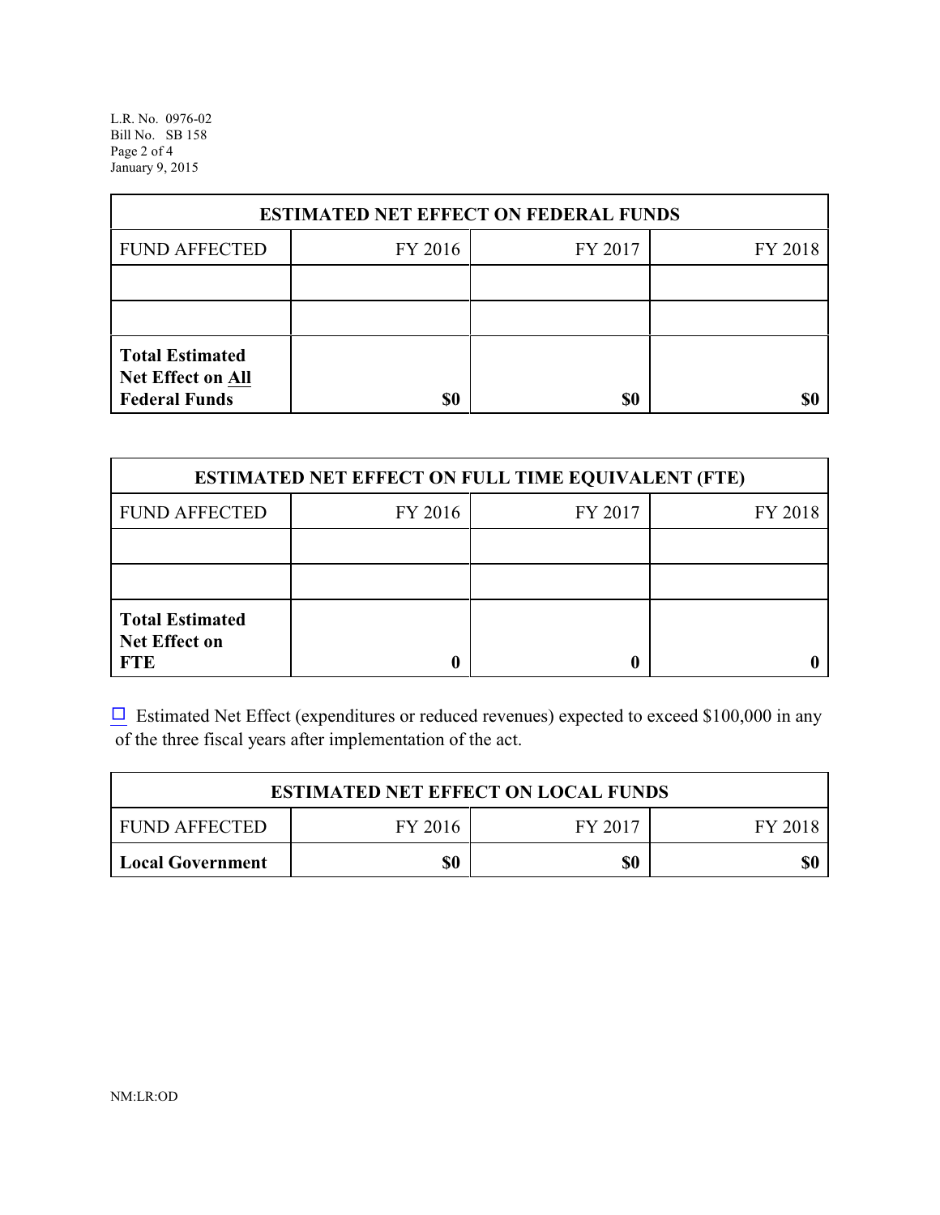| ESTIMATED NET EFFECT ON FEDERAL FUNDS | | | |
|---|---|---|---|
| FUND AFFECTED | FY 2016 | FY 2017 | FY 2018 |
| | | | |
| | | | |
| **Total Estimated Net Effect on All Federal Funds** | **$0** | **$0** | **$0** |

| ESTIMATED NET EFFECT ON FULL TIME EQUIVALENT (FTE) | | | |
|---|---|---|---|
| FUND AFFECTED | FY 2016 | FY 2017 | FY 2018 |
| | | | |
| | | | |
| **Total Estimated Net Effect on FTE** | **0** | **0** | **0** |

☐ Estimated Net Effect (expenditures or reduced revenues) expected to exceed $100,000 in any of the three fiscal years after implementation of the act.

| ESTIMATED NET EFFECT ON LOCAL FUNDS | | | |
|---|---|---|---|
| FUND AFFECTED | FY 2016 | FY 2017 | FY 2018 |
| **Local Government** | **$0** | **$0** | **$0** |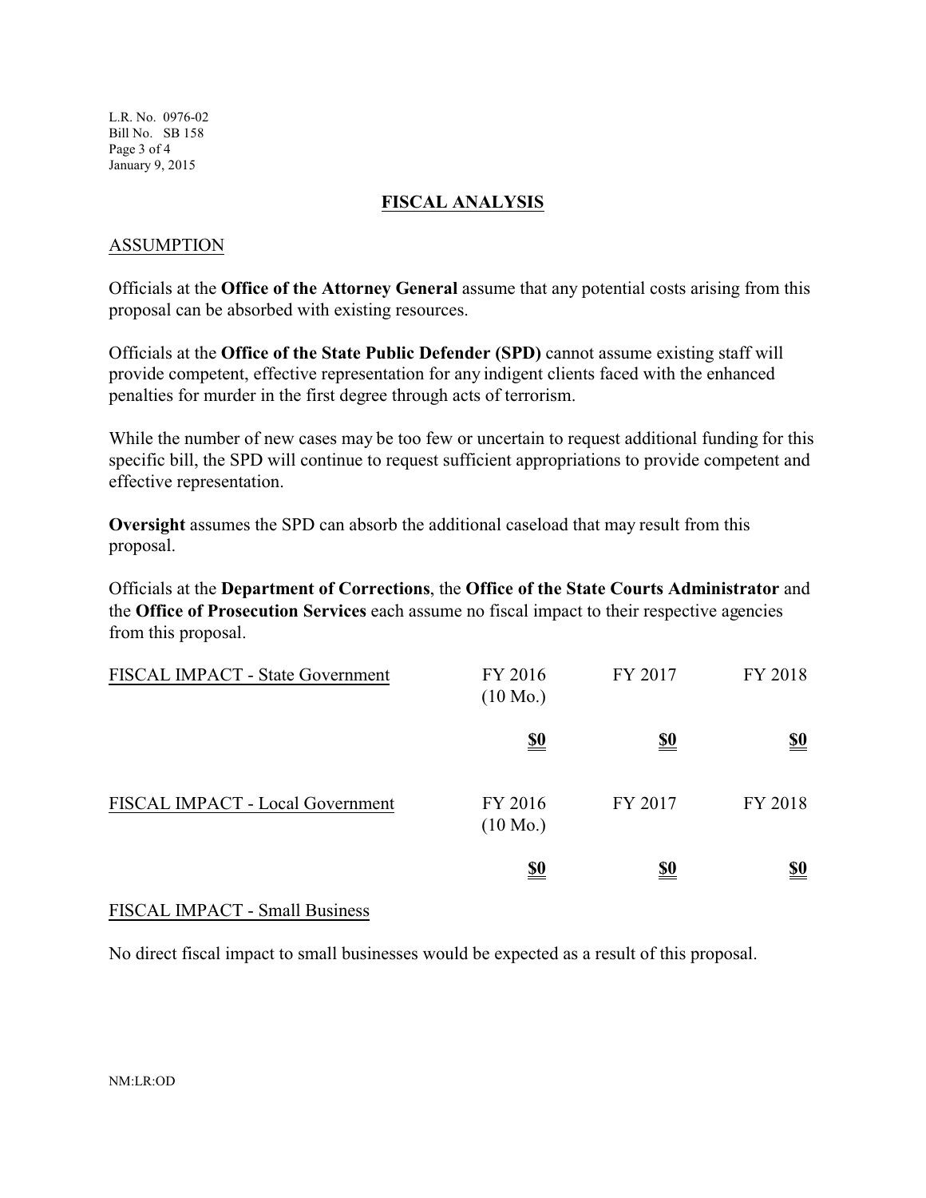## FISCAL ANALYSIS

### ASSUMPTION

Officials at the **Office of the Attorney General** assume that any potential costs arising from this proposal can be absorbed with existing resources.

Officials at the **Office of the State Public Defender (SPD)** cannot assume existing staff will provide competent, effective representation for any indigent clients faced with the enhanced penalties for murder in the first degree through acts of terrorism.

While the number of new cases may be too few or uncertain to request additional funding for this specific bill, the SPD will continue to request sufficient appropriations to provide competent and effective representation.

**Oversight** assumes the SPD can absorb the additional caseload that may result from this proposal.

Officials at the **Department of Corrections**, the **Office of the State Courts Administrator** and the **Office of Prosecution Services** each assume no fiscal impact to their respective agencies from this proposal.

| FISCAL IMPACT - State Government | FY 2016 (10 Mo.) | FY 2017 | FY 2018 |
|---|---|---|---|
| | **$0** | **$0** | **$0** |

| FISCAL IMPACT - Local Government | FY 2016 (10 Mo.) | FY 2017 | FY 2018 |
|---|---|---|---|
| | **$0** | **$0** | **$0** |

### FISCAL IMPACT - Small Business

No direct fiscal impact to small businesses would be expected as a result of this proposal.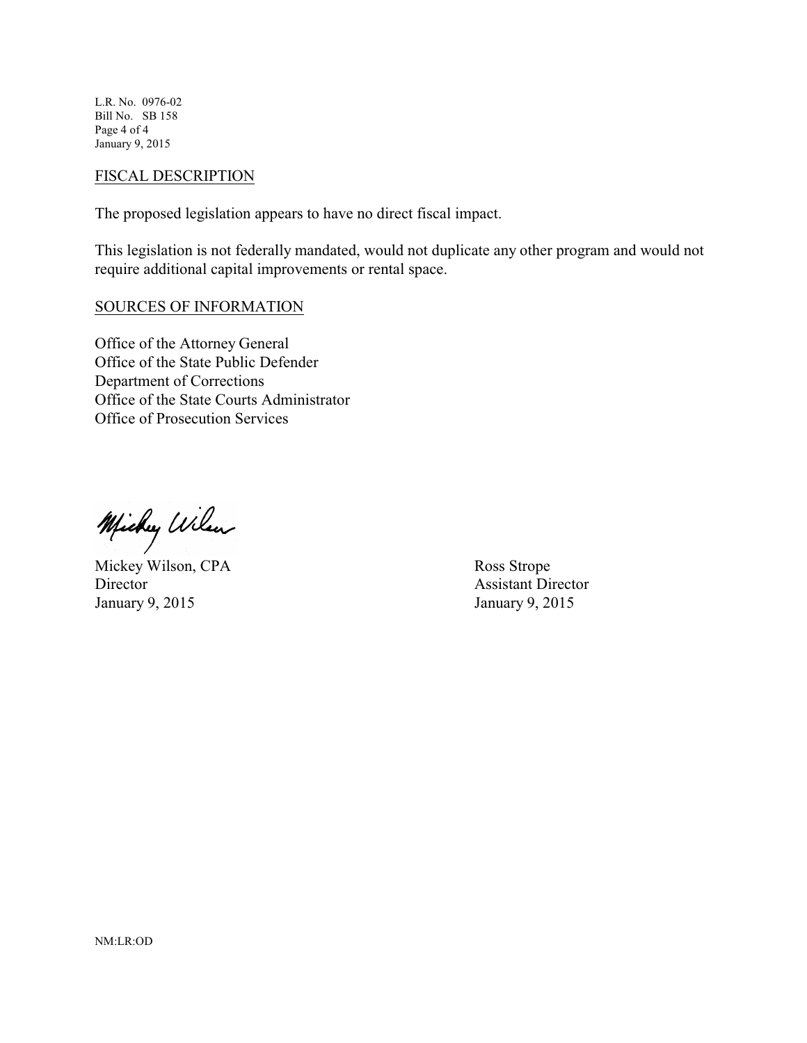## FISCAL DESCRIPTION

The proposed legislation appears to have no direct fiscal impact.

This legislation is not federally mandated, would not duplicate any other program and would not require additional capital improvements or rental space.

## SOURCES OF INFORMATION

Office of the Attorney General
Office of the State Public Defender
Department of Corrections
Office of the State Courts Administrator
Office of Prosecution Services

Mickey Wilson, CPA
Director
January 9, 2015

Ross Strope
Assistant Director
January 9, 2015

NM:LR:OD